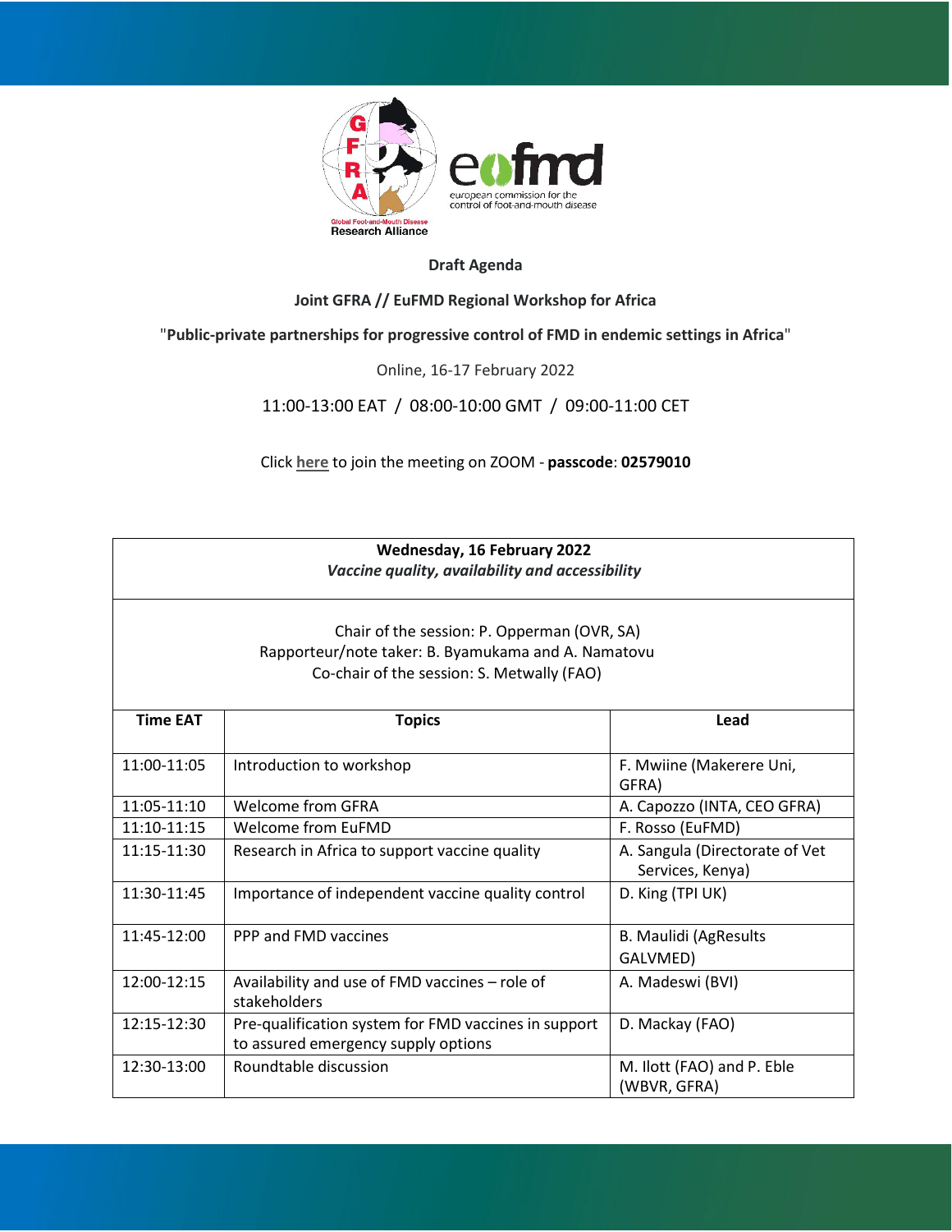**Draft Agenda**

**Joint GFRA // EuFMD Regional Workshop for Africa**

"**Public-private partnerships for progressive control of FMD in endemic settings in Africa**"

Online, 16-17 February 2022

11:00-13:00 EAT / 08:00-10:00 GMT / 09:00-11:00 CET

Click **here** to join the meeting on ZOOM - **passcode**: **02579010**

| **Wednesday, 16 February 2022**<br>***Vaccine quality, availability and accessibility*** | | |
|---|---|---|
| Chair of the session: P. Opperman (OVR, SA)<br>Rapporteur/note taker: B. Byamukama and A. Namatovu<br>Co-chair of the session: S. Metwally (FAO) | | |
| **Time EAT** | **Topics** | **Lead** |
| 11:00-11:05 | Introduction to workshop | F. Mwiine (Makerere Uni, GFRA) |
| 11:05-11:10 | Welcome from GFRA | A. Capozzo (INTA, CEO GFRA) |
| 11:10-11:15 | Welcome from EuFMD | F. Rosso (EuFMD) |
| 11:15-11:30 | Research in Africa to support vaccine quality | A. Sangula (Directorate of Vet Services, Kenya) |
| 11:30-11:45 | Importance of independent vaccine quality control | D. King (TPI UK) |
| 11:45-12:00 | PPP and FMD vaccines | B. Maulidi (AgResults GALVMED) |
| 12:00-12:15 | Availability and use of FMD vaccines – role of stakeholders | A. Madeswi (BVI) |
| 12:15-12:30 | Pre-qualification system for FMD vaccines in support to assured emergency supply options | D. Mackay (FAO) |
| 12:30-13:00 | Roundtable discussion | M. Ilott (FAO) and P. Eble (WBVR, GFRA) |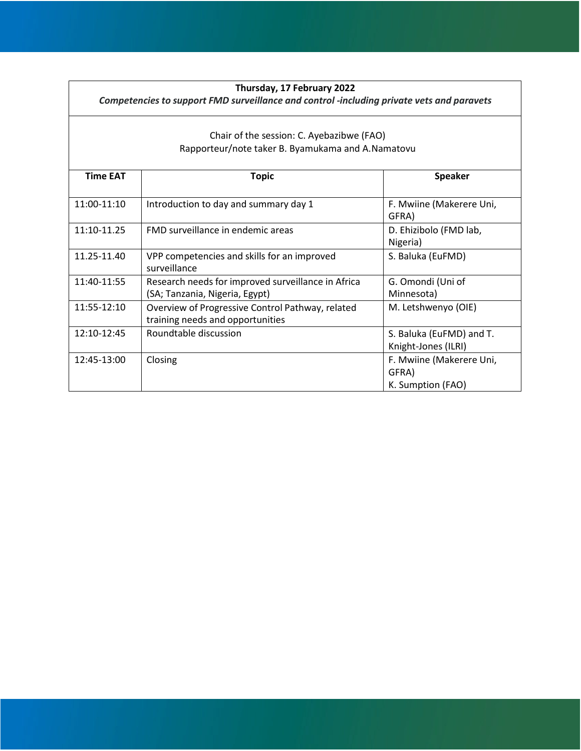**Thursday, 17 February 2022**

***Competencies to support FMD surveillance and control -including private vets and paravets***

Chair of the session: C. Ayebazibwe (FAO)
Rapporteur/note taker B. Byamukama and A.Namatovu

| Time EAT | Topic | Speaker |
|---|---|---|
| 11:00-11:10 | Introduction to day and summary day 1 | F. Mwiine (Makerere Uni, GFRA) |
| 11:10-11.25 | FMD surveillance in endemic areas | D. Ehizibolo (FMD lab, Nigeria) |
| 11.25-11.40 | VPP competencies and skills for an improved surveillance | S. Baluka (EuFMD) |
| 11:40-11:55 | Research needs for improved surveillance in Africa (SA; Tanzania, Nigeria, Egypt) | G. Omondi (Uni of Minnesota) |
| 11:55-12:10 | Overview of Progressive Control Pathway, related training needs and opportunities | M. Letshwenyo (OIE) |
| 12:10-12:45 | Roundtable discussion | S. Baluka (EuFMD) and T. Knight-Jones (ILRI) |
| 12:45-13:00 | Closing | F. Mwiine (Makerere Uni, GFRA)<br>K. Sumption (FAO) |